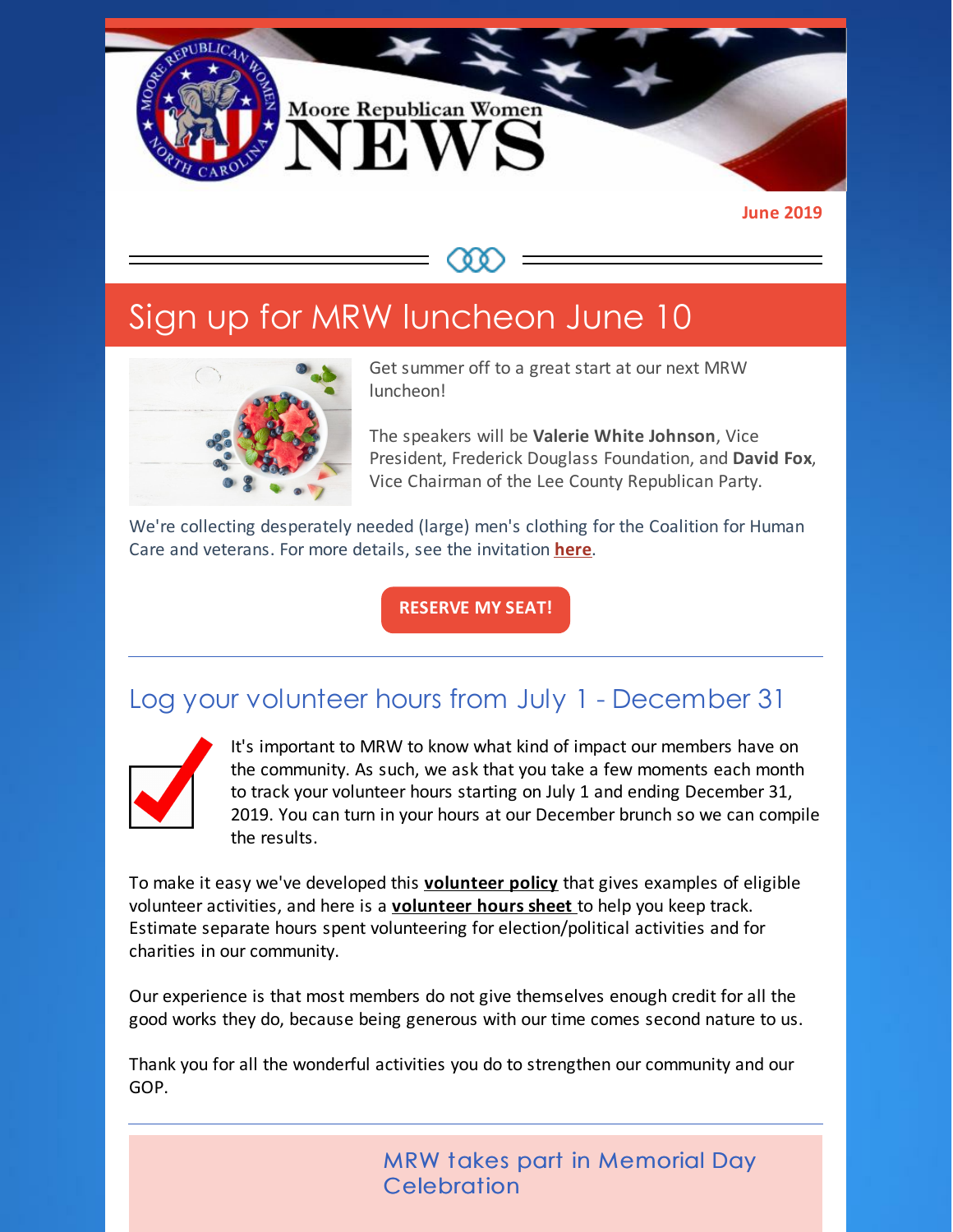# Moore Republican Women NEWS

June 2019

## Sign up for MRW luncheon June 10

Get summer off to a great start at our next MRW luncheon!

The speakers will be **Valerie White Johnson**, Vice President, Frederick Douglass Foundation, and **David Fox**, Vice Chairman of the Lee County Republican Party.

We're collecting desperately needed (large) men's clothing for the Coalition for Human Care and veterans. For more details, see the invitation **here**.

**RESERVE MY SEAT!**

## Log your volunteer hours from July 1 - December 31

It's important to MRW to know what kind of impact our members have on the community. As such, we ask that you take a few moments each month to track your volunteer hours starting on July 1 and ending December 31, 2019. You can turn in your hours at our December brunch so we can compile the results.

To make it easy we've developed this **volunteer policy** that gives examples of eligible volunteer activities, and here is a **volunteer hours sheet** to help you keep track. Estimate separate hours spent volunteering for election/political activities and for charities in our community.

Our experience is that most members do not give themselves enough credit for all the good works they do, because being generous with our time comes second nature to us.

Thank you for all the wonderful activities you do to strengthen our community and our GOP.

## MRW takes part in Memorial Day Celebration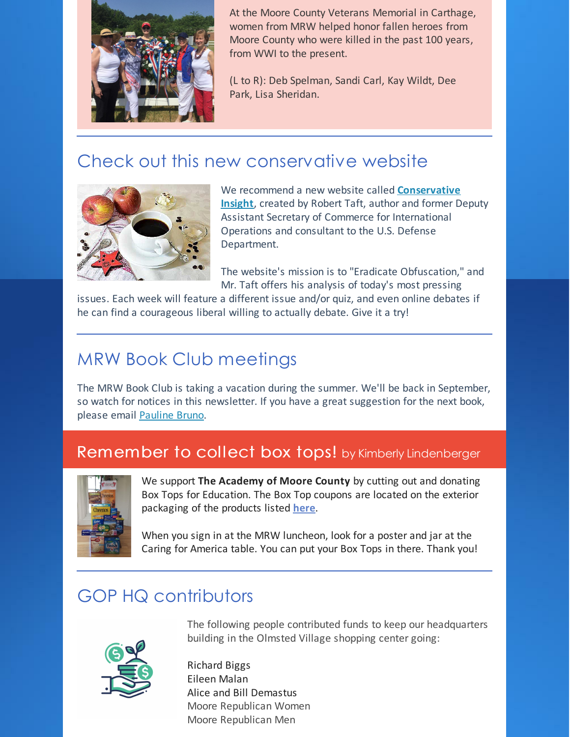At the Moore County Veterans Memorial in Carthage, women from MRW helped honor fallen heroes from Moore County who were killed in the past 100 years, from WWI to the present.

(L to R): Deb Spelman, Sandi Carl, Kay Wildt, Dee Park, Lisa Sheridan.

## Check out this new conservative website

We recommend a new website called **Conservative Insight**, created by Robert Taft, author and former Deputy Assistant Secretary of Commerce for International Operations and consultant to the U.S. Defense Department.

The website's mission is to "Eradicate Obfuscation," and Mr. Taft offers his analysis of today's most pressing issues. Each week will feature a different issue and/or quiz, and even online debates if he can find a courageous liberal willing to actually debate. Give it a try!

## MRW Book Club meetings

The MRW Book Club is taking a vacation during the summer. We'll be back in September, so watch for notices in this newsletter. If you have a great suggestion for the next book, please email Pauline Bruno.

## Remember to collect box tops! by Kimberly Lindenberger

We support **The Academy of Moore County** by cutting out and donating Box Tops for Education. The Box Top coupons are located on the exterior packaging of the products listed **here**.

When you sign in at the MRW luncheon, look for a poster and jar at the Caring for America table. You can put your Box Tops in there. Thank you!

## GOP HQ contributors

The following people contributed funds to keep our headquarters building in the Olmsted Village shopping center going:

Richard Biggs
Eileen Malan
Alice and Bill Demastus
Moore Republican Women
Moore Republican Men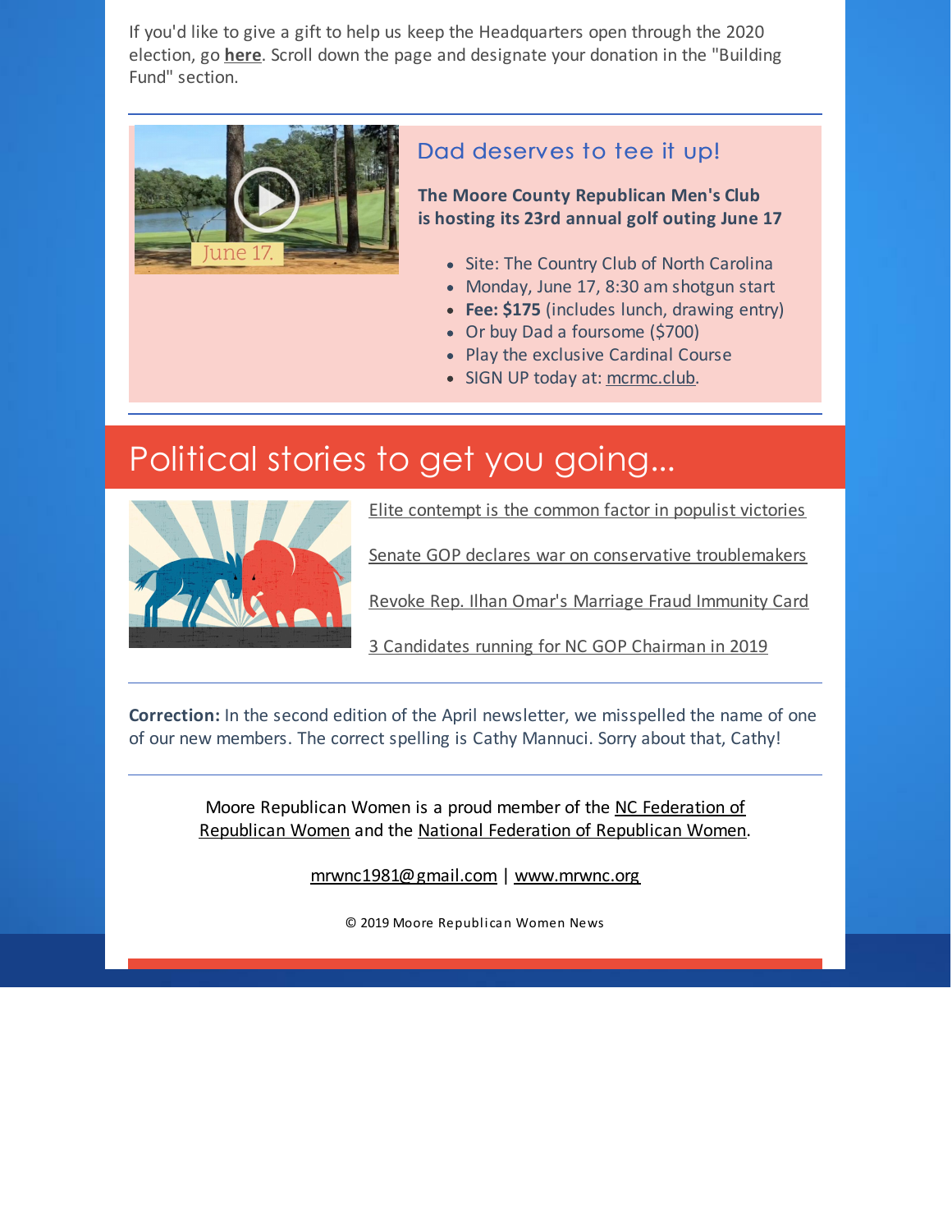If you'd like to give a gift to help us keep the Headquarters open through the 2020 election, go **here**. Scroll down the page and designate your donation in the "Building Fund" section.

---

## Dad deserves to tee it up!

**The Moore County Republican Men's Club is hosting its 23rd annual golf outing June 17**

- Site: The Country Club of North Carolina
- Monday, June 17, 8:30 am shotgun start
- **Fee: $175** (includes lunch, drawing entry)
- Or buy Dad a foursome ($700)
- Play the exclusive Cardinal Course
- SIGN UP today at: mcrmc.club.

---

# Political stories to get you going...

Elite contempt is the common factor in populist victories

Senate GOP declares war on conservative troublemakers

Revoke Rep. Ilhan Omar's Marriage Fraud Immunity Card

3 Candidates running for NC GOP Chairman in 2019

---

**Correction:** In the second edition of the April newsletter, we misspelled the name of one of our new members. The correct spelling is Cathy Mannuci. Sorry about that, Cathy!

---

Moore Republican Women is a proud member of the NC Federation of Republican Women and the National Federation of Republican Women.

mrwnc1981@gmail.com | www.mrwnc.org

© 2019 Moore Republican Women News